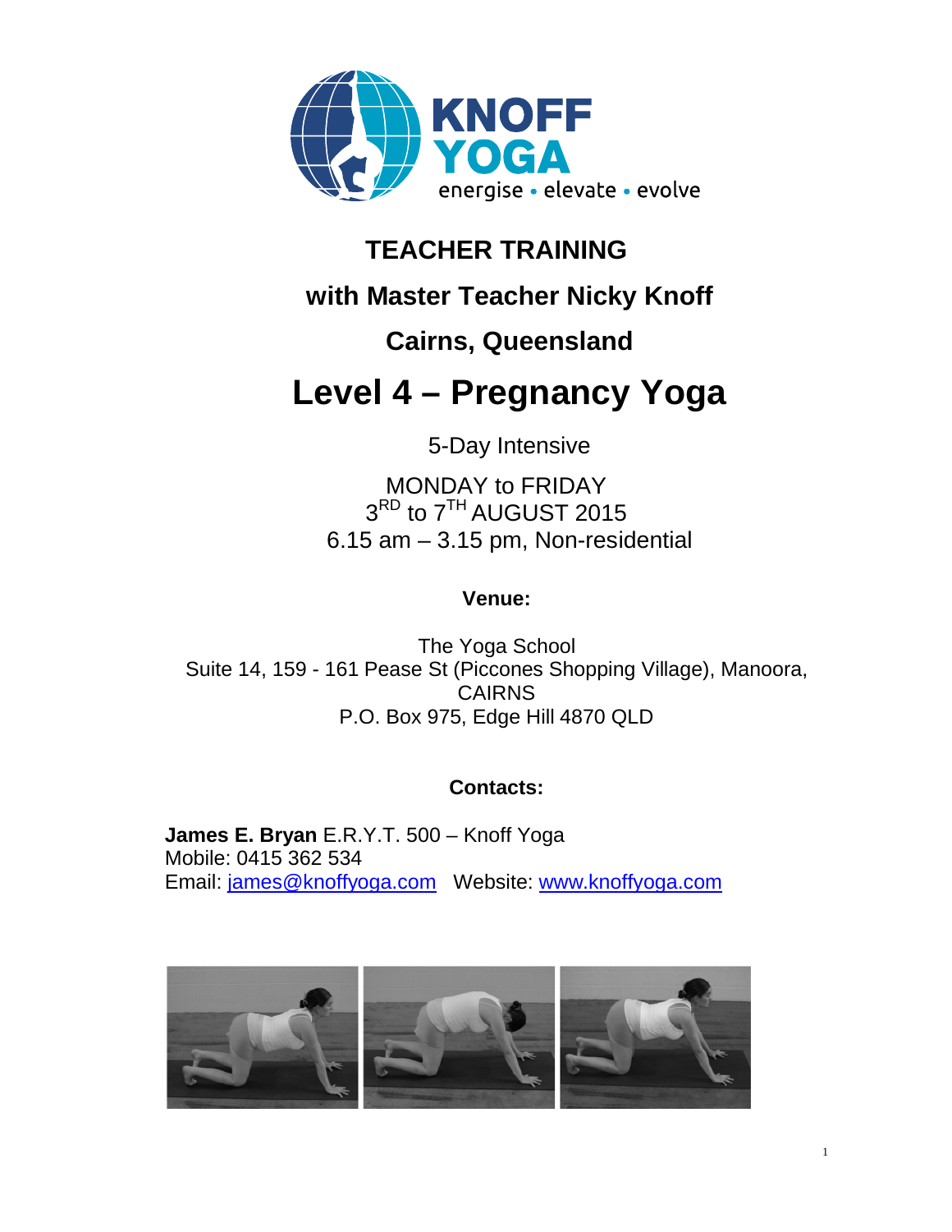KNOFF YOGA

energise • elevate • evolve

# TEACHER TRAINING

## with Master Teacher Nicky Knoff

## Cairns, Queensland

# Level 4 – Pregnancy Yoga

5-Day Intensive

MONDAY to FRIDAY
3RD to 7TH AUGUST 2015
6.15 am – 3.15 pm, Non-residential

**Venue:**

The Yoga School
Suite 14, 159 - 161 Pease St (Piccones Shopping Village), Manoora, CAIRNS
P.O. Box 975, Edge Hill 4870 QLD

**Contacts:**

**James E. Bryan** E.R.Y.T. 500 – Knoff Yoga
Mobile: 0415 362 534
Email: james@knoffyoga.com   Website: www.knoffyoga.com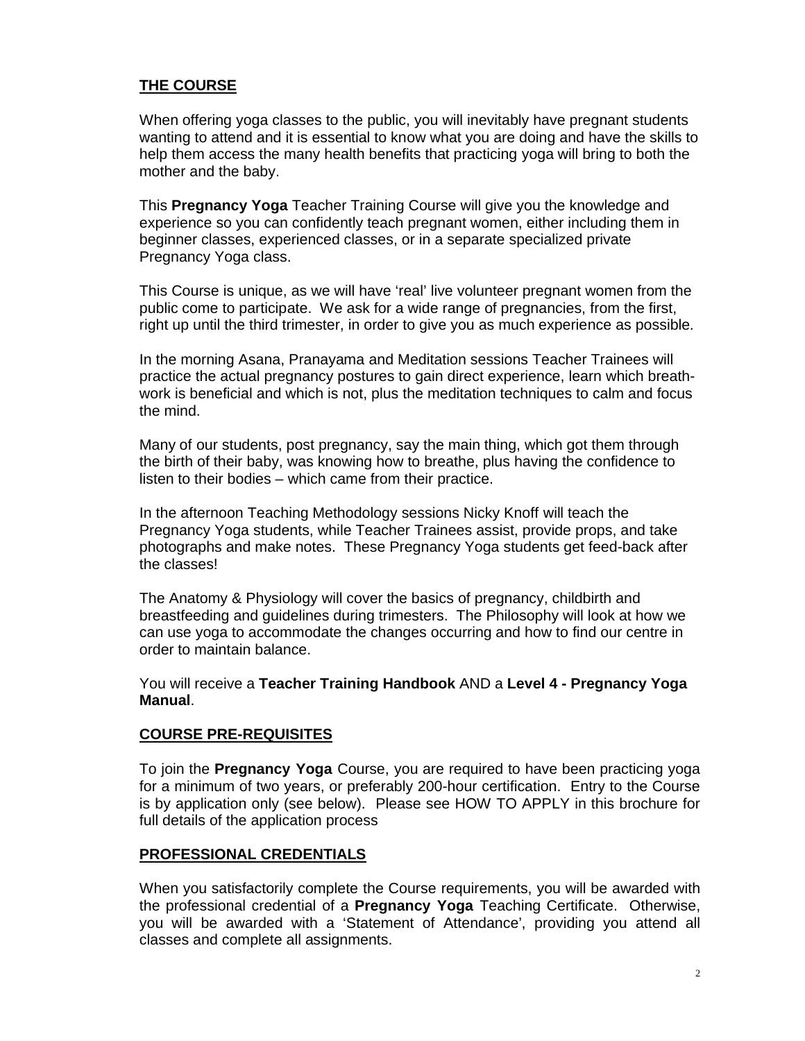## THE COURSE

When offering yoga classes to the public, you will inevitably have pregnant students wanting to attend and it is essential to know what you are doing and have the skills to help them access the many health benefits that practicing yoga will bring to both the mother and the baby.

This **Pregnancy Yoga** Teacher Training Course will give you the knowledge and experience so you can confidently teach pregnant women, either including them in beginner classes, experienced classes, or in a separate specialized private Pregnancy Yoga class.

This Course is unique, as we will have 'real' live volunteer pregnant women from the public come to participate. We ask for a wide range of pregnancies, from the first, right up until the third trimester, in order to give you as much experience as possible.

In the morning Asana, Pranayama and Meditation sessions Teacher Trainees will practice the actual pregnancy postures to gain direct experience, learn which breath-work is beneficial and which is not, plus the meditation techniques to calm and focus the mind.

Many of our students, post pregnancy, say the main thing, which got them through the birth of their baby, was knowing how to breathe, plus having the confidence to listen to their bodies – which came from their practice.

In the afternoon Teaching Methodology sessions Nicky Knoff will teach the Pregnancy Yoga students, while Teacher Trainees assist, provide props, and take photographs and make notes. These Pregnancy Yoga students get feed-back after the classes!

The Anatomy & Physiology will cover the basics of pregnancy, childbirth and breastfeeding and guidelines during trimesters. The Philosophy will look at how we can use yoga to accommodate the changes occurring and how to find our centre in order to maintain balance.

You will receive a **Teacher Training Handbook** AND a **Level 4 - Pregnancy Yoga Manual**.

## COURSE PRE-REQUISITES

To join the **Pregnancy Yoga** Course, you are required to have been practicing yoga for a minimum of two years, or preferably 200-hour certification. Entry to the Course is by application only (see below). Please see HOW TO APPLY in this brochure for full details of the application process

## PROFESSIONAL CREDENTIALS

When you satisfactorily complete the Course requirements, you will be awarded with the professional credential of a **Pregnancy Yoga** Teaching Certificate. Otherwise, you will be awarded with a 'Statement of Attendance', providing you attend all classes and complete all assignments.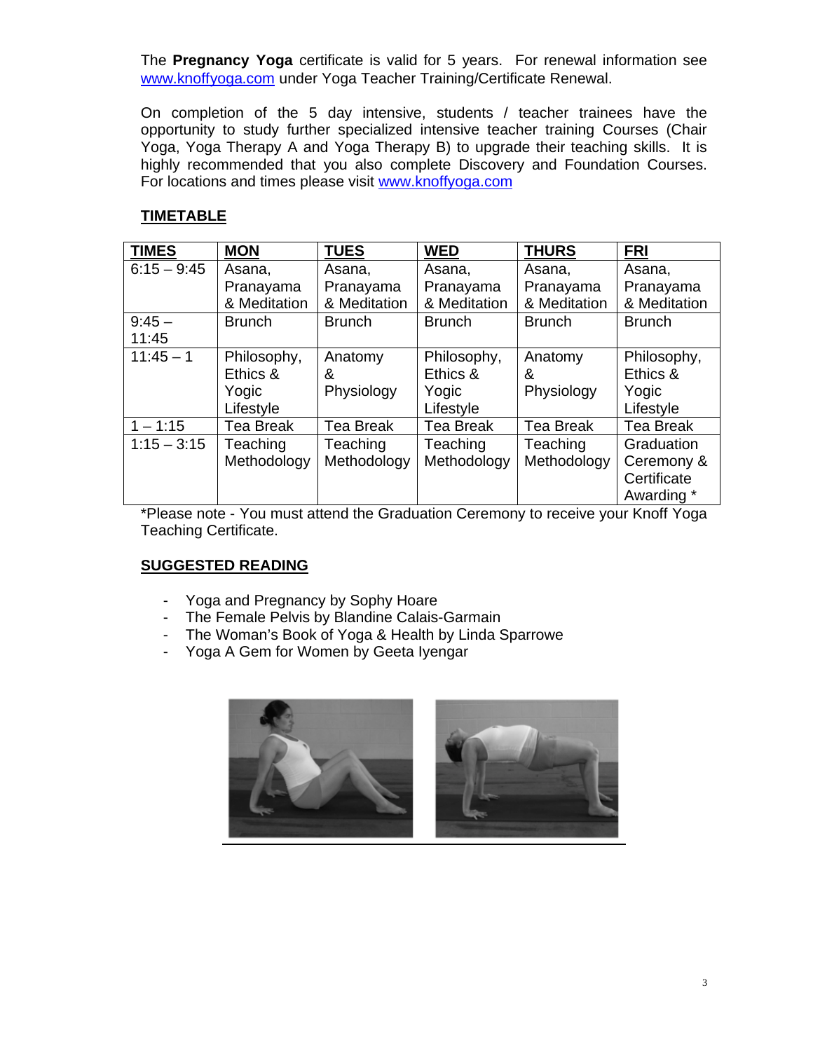The **Pregnancy Yoga** certificate is valid for 5 years. For renewal information see www.knoffyoga.com under Yoga Teacher Training/Certificate Renewal.

On completion of the 5 day intensive, students / teacher trainees have the opportunity to study further specialized intensive teacher training Courses (Chair Yoga, Yoga Therapy A and Yoga Therapy B) to upgrade their teaching skills. It is highly recommended that you also complete Discovery and Foundation Courses. For locations and times please visit www.knoffyoga.com

## TIMETABLE

| TIMES | MON | TUES | WED | THURS | FRI |
|---|---|---|---|---|---|
| 6:15 – 9:45 | Asana, Pranayama & Meditation | Asana, Pranayama & Meditation | Asana, Pranayama & Meditation | Asana, Pranayama & Meditation | Asana, Pranayama & Meditation |
| 9:45 – 11:45 | Brunch | Brunch | Brunch | Brunch | Brunch |
| 11:45 – 1 | Philosophy, Ethics & Yogic Lifestyle | Anatomy & Physiology | Philosophy, Ethics & Yogic Lifestyle | Anatomy & Physiology | Philosophy, Ethics & Yogic Lifestyle |
| 1 – 1:15 | Tea Break | Tea Break | Tea Break | Tea Break | Tea Break |
| 1:15 – 3:15 | Teaching Methodology | Teaching Methodology | Teaching Methodology | Teaching Methodology | Graduation Ceremony & Certificate Awarding * |

*Please note - You must attend the Graduation Ceremony to receive your Knoff Yoga Teaching Certificate.

## SUGGESTED READING

- Yoga and Pregnancy by Sophy Hoare
- The Female Pelvis by Blandine Calais-Garmain
- The Woman's Book of Yoga & Health by Linda Sparrowe
- Yoga A Gem for Women by Geeta Iyengar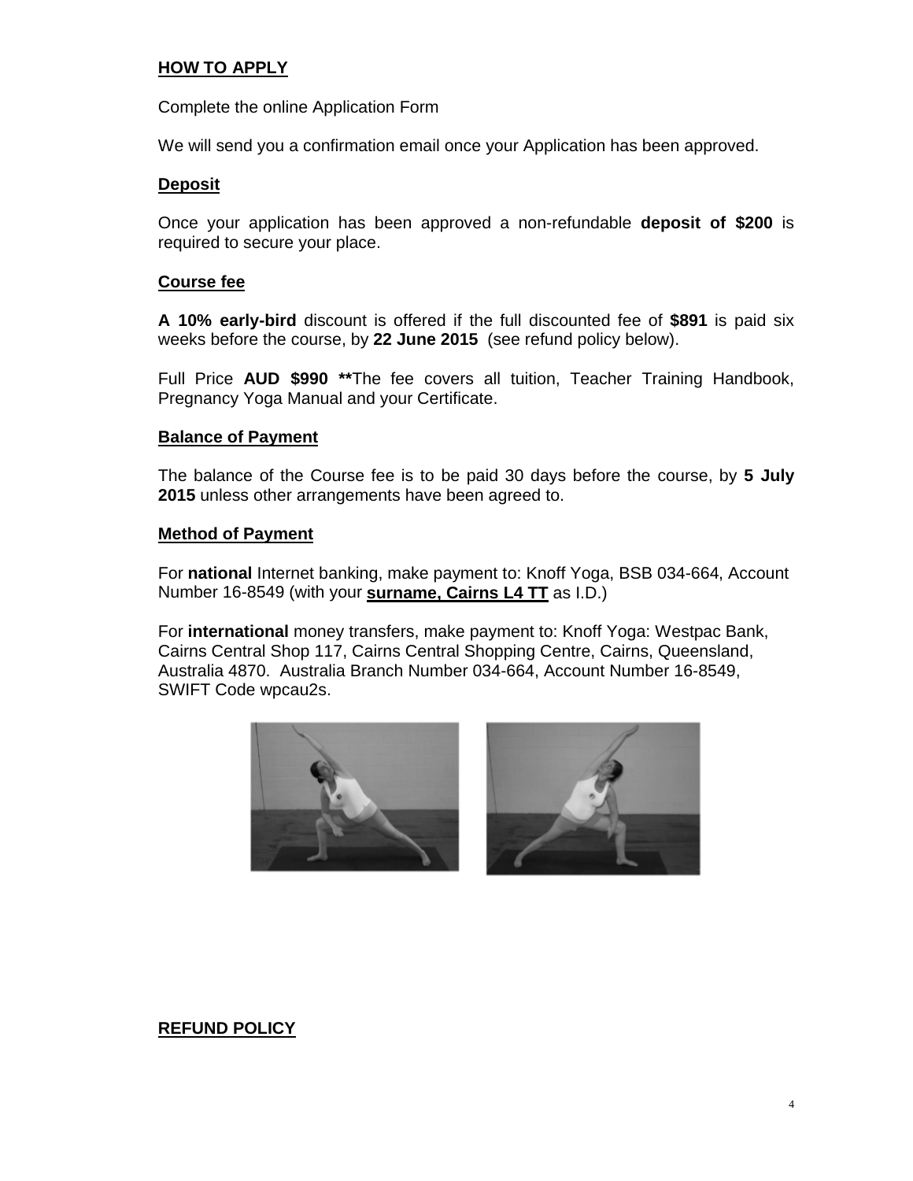## HOW TO APPLY

Complete the online Application Form

We will send you a confirmation email once your Application has been approved.

### Deposit

Once your application has been approved a non-refundable **deposit of $200** is required to secure your place.

### Course fee

**A 10% early-bird** discount is offered if the full discounted fee of **$891** is paid six weeks before the course, by **22 June 2015** (see refund policy below).

Full Price **AUD $990 \*\***The fee covers all tuition, Teacher Training Handbook, Pregnancy Yoga Manual and your Certificate.

### Balance of Payment

The balance of the Course fee is to be paid 30 days before the course, by **5 July 2015** unless other arrangements have been agreed to.

### Method of Payment

For **national** Internet banking, make payment to: Knoff Yoga, BSB 034-664, Account Number 16-8549 (with your **surname, Cairns L4 TT** as I.D.)

For **international** money transfers, make payment to: Knoff Yoga: Westpac Bank, Cairns Central Shop 117, Cairns Central Shopping Centre, Cairns, Queensland, Australia 4870. Australia Branch Number 034-664, Account Number 16-8549, SWIFT Code wpcau2s.

## REFUND POLICY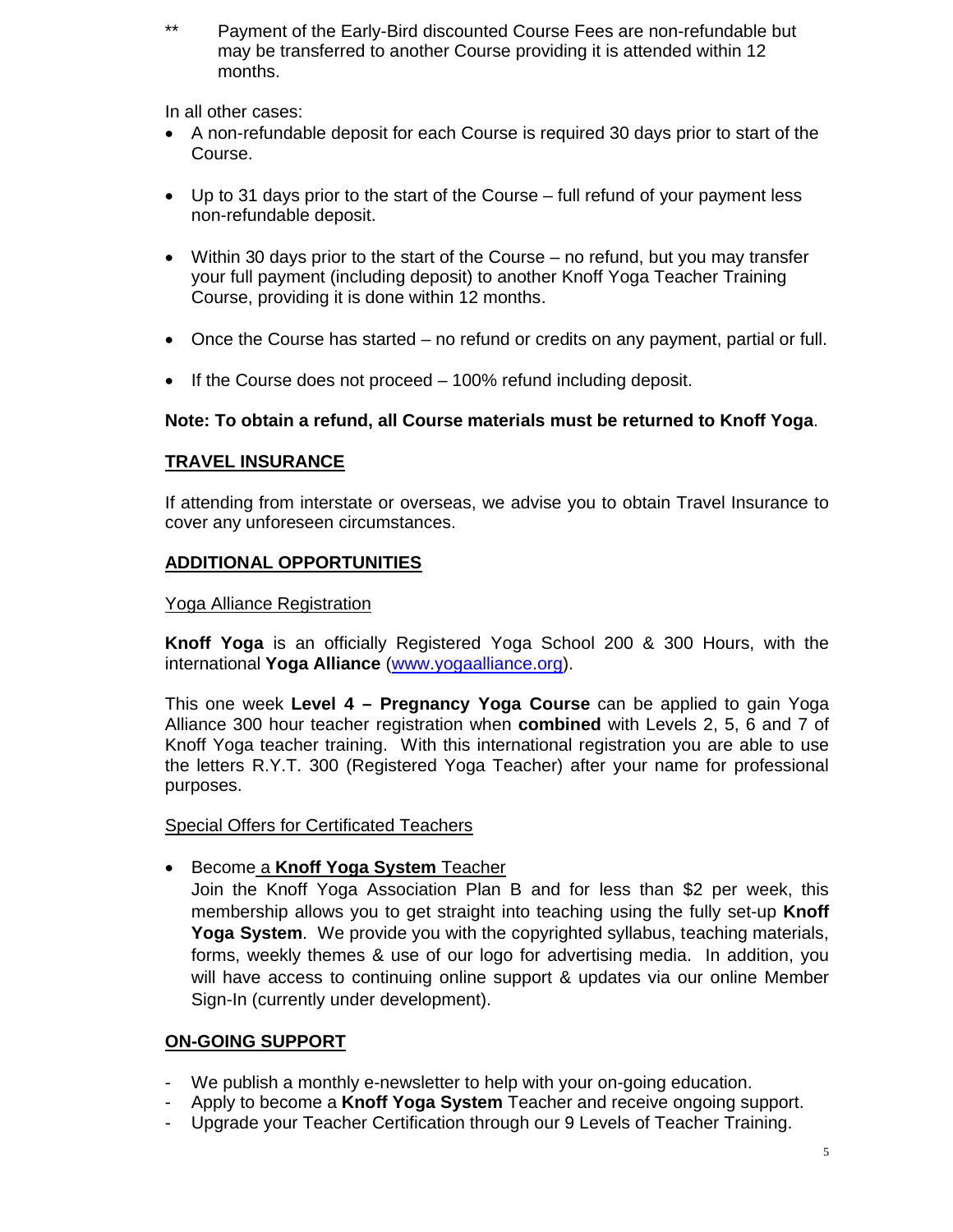** Payment of the Early-Bird discounted Course Fees are non-refundable but may be transferred to another Course providing it is attended within 12 months.

In all other cases:

- A non-refundable deposit for each Course is required 30 days prior to start of the Course.
- Up to 31 days prior to the start of the Course – full refund of your payment less non-refundable deposit.
- Within 30 days prior to the start of the Course – no refund, but you may transfer your full payment (including deposit) to another Knoff Yoga Teacher Training Course, providing it is done within 12 months.
- Once the Course has started – no refund or credits on any payment, partial or full.
- If the Course does not proceed – 100% refund including deposit.

**Note: To obtain a refund, all Course materials must be returned to Knoff Yoga**.

## TRAVEL INSURANCE

If attending from interstate or overseas, we advise you to obtain Travel Insurance to cover any unforeseen circumstances.

## ADDITIONAL OPPORTUNITIES

### Yoga Alliance Registration

**Knoff Yoga** is an officially Registered Yoga School 200 & 300 Hours, with the international **Yoga Alliance** (www.yogaalliance.org).

This one week **Level 4 – Pregnancy Yoga Course** can be applied to gain Yoga Alliance 300 hour teacher registration when **combined** with Levels 2, 5, 6 and 7 of Knoff Yoga teacher training. With this international registration you are able to use the letters R.Y.T. 300 (Registered Yoga Teacher) after your name for professional purposes.

### Special Offers for Certificated Teachers

- Become a **Knoff Yoga System** Teacher
  Join the Knoff Yoga Association Plan B and for less than $2 per week, this membership allows you to get straight into teaching using the fully set-up **Knoff Yoga System**. We provide you with the copyrighted syllabus, teaching materials, forms, weekly themes & use of our logo for advertising media. In addition, you will have access to continuing online support & updates via our online Member Sign-In (currently under development).

## ON-GOING SUPPORT

- We publish a monthly e-newsletter to help with your on-going education.
- Apply to become a **Knoff Yoga System** Teacher and receive ongoing support.
- Upgrade your Teacher Certification through our 9 Levels of Teacher Training.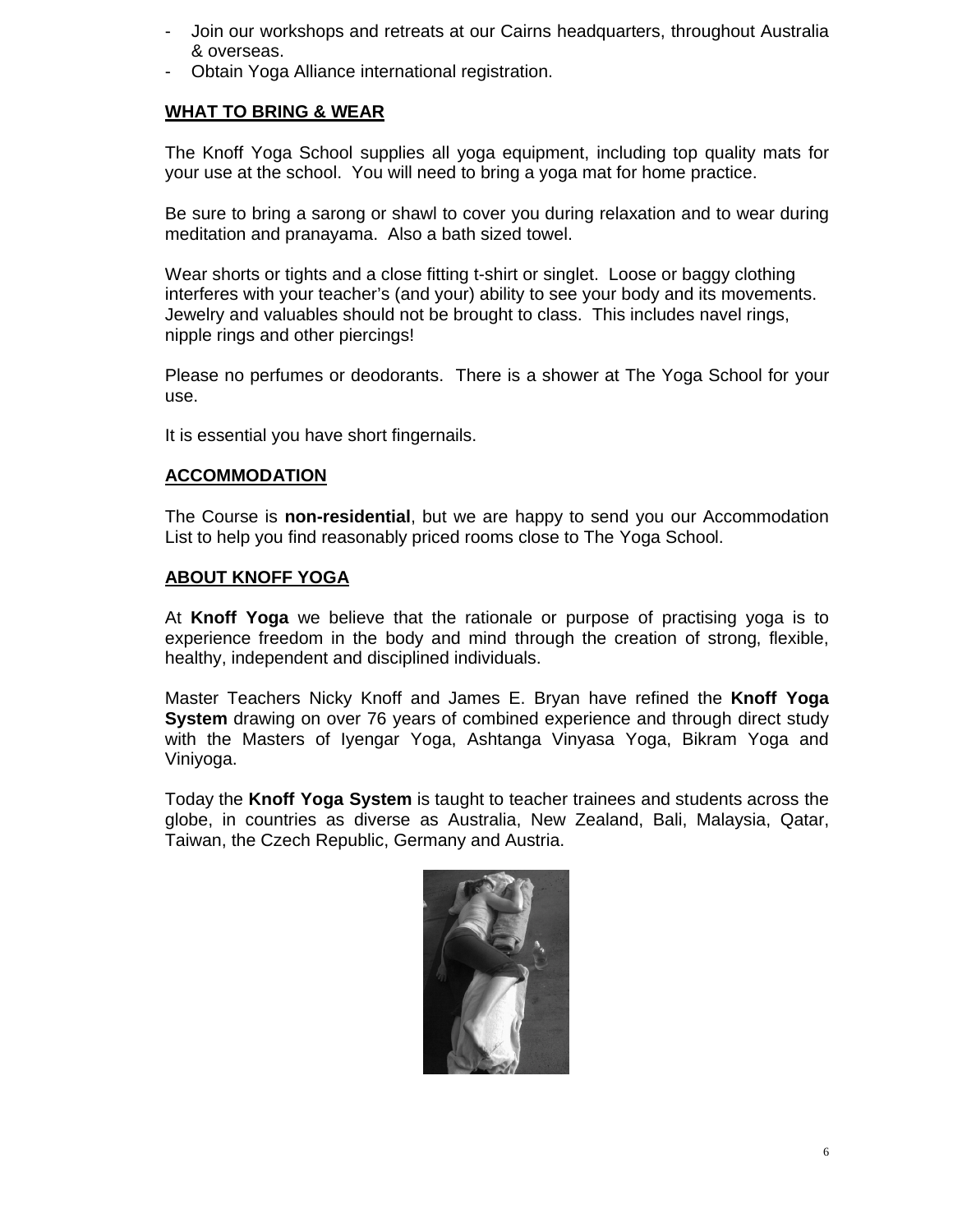- Join our workshops and retreats at our Cairns headquarters, throughout Australia & overseas.
- Obtain Yoga Alliance international registration.

## WHAT TO BRING & WEAR

The Knoff Yoga School supplies all yoga equipment, including top quality mats for your use at the school. You will need to bring a yoga mat for home practice.

Be sure to bring a sarong or shawl to cover you during relaxation and to wear during meditation and pranayama. Also a bath sized towel.

Wear shorts or tights and a close fitting t-shirt or singlet. Loose or baggy clothing interferes with your teacher's (and your) ability to see your body and its movements. Jewelry and valuables should not be brought to class. This includes navel rings, nipple rings and other piercings!

Please no perfumes or deodorants. There is a shower at The Yoga School for your use.

It is essential you have short fingernails.

## ACCOMMODATION

The Course is **non-residential**, but we are happy to send you our Accommodation List to help you find reasonably priced rooms close to The Yoga School.

## ABOUT KNOFF YOGA

At **Knoff Yoga** we believe that the rationale or purpose of practising yoga is to experience freedom in the body and mind through the creation of strong, flexible, healthy, independent and disciplined individuals.

Master Teachers Nicky Knoff and James E. Bryan have refined the **Knoff Yoga System** drawing on over 76 years of combined experience and through direct study with the Masters of Iyengar Yoga, Ashtanga Vinyasa Yoga, Bikram Yoga and Viniyoga.

Today the **Knoff Yoga System** is taught to teacher trainees and students across the globe, in countries as diverse as Australia, New Zealand, Bali, Malaysia, Qatar, Taiwan, the Czech Republic, Germany and Austria.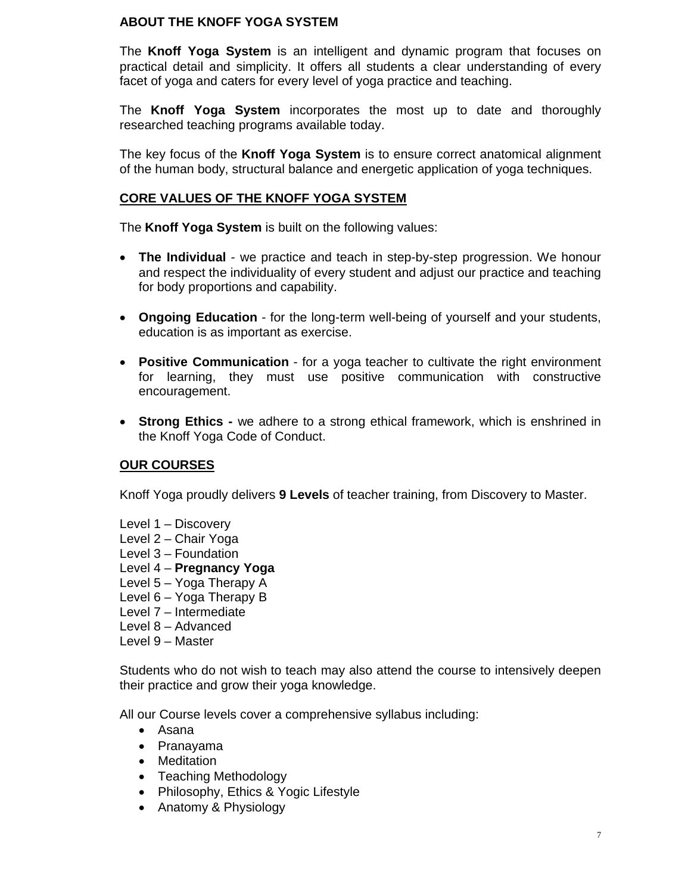## ABOUT THE KNOFF YOGA SYSTEM

The **Knoff Yoga System** is an intelligent and dynamic program that focuses on practical detail and simplicity. It offers all students a clear understanding of every facet of yoga and caters for every level of yoga practice and teaching.

The **Knoff Yoga System** incorporates the most up to date and thoroughly researched teaching programs available today.

The key focus of the **Knoff Yoga System** is to ensure correct anatomical alignment of the human body, structural balance and energetic application of yoga techniques.

## CORE VALUES OF THE KNOFF YOGA SYSTEM

The **Knoff Yoga System** is built on the following values:

- **The Individual** - we practice and teach in step-by-step progression. We honour and respect the individuality of every student and adjust our practice and teaching for body proportions and capability.
- **Ongoing Education** - for the long-term well-being of yourself and your students, education is as important as exercise.
- **Positive Communication** - for a yoga teacher to cultivate the right environment for learning, they must use positive communication with constructive encouragement.
- **Strong Ethics -** we adhere to a strong ethical framework, which is enshrined in the Knoff Yoga Code of Conduct.

## OUR COURSES

Knoff Yoga proudly delivers **9 Levels** of teacher training, from Discovery to Master.

Level 1 – Discovery
Level 2 – Chair Yoga
Level 3 – Foundation
Level 4 – **Pregnancy Yoga**
Level 5 – Yoga Therapy A
Level 6 – Yoga Therapy B
Level 7 – Intermediate
Level 8 – Advanced
Level 9 – Master

Students who do not wish to teach may also attend the course to intensively deepen their practice and grow their yoga knowledge.

All our Course levels cover a comprehensive syllabus including:

- Asana
- Pranayama
- Meditation
- Teaching Methodology
- Philosophy, Ethics & Yogic Lifestyle
- Anatomy & Physiology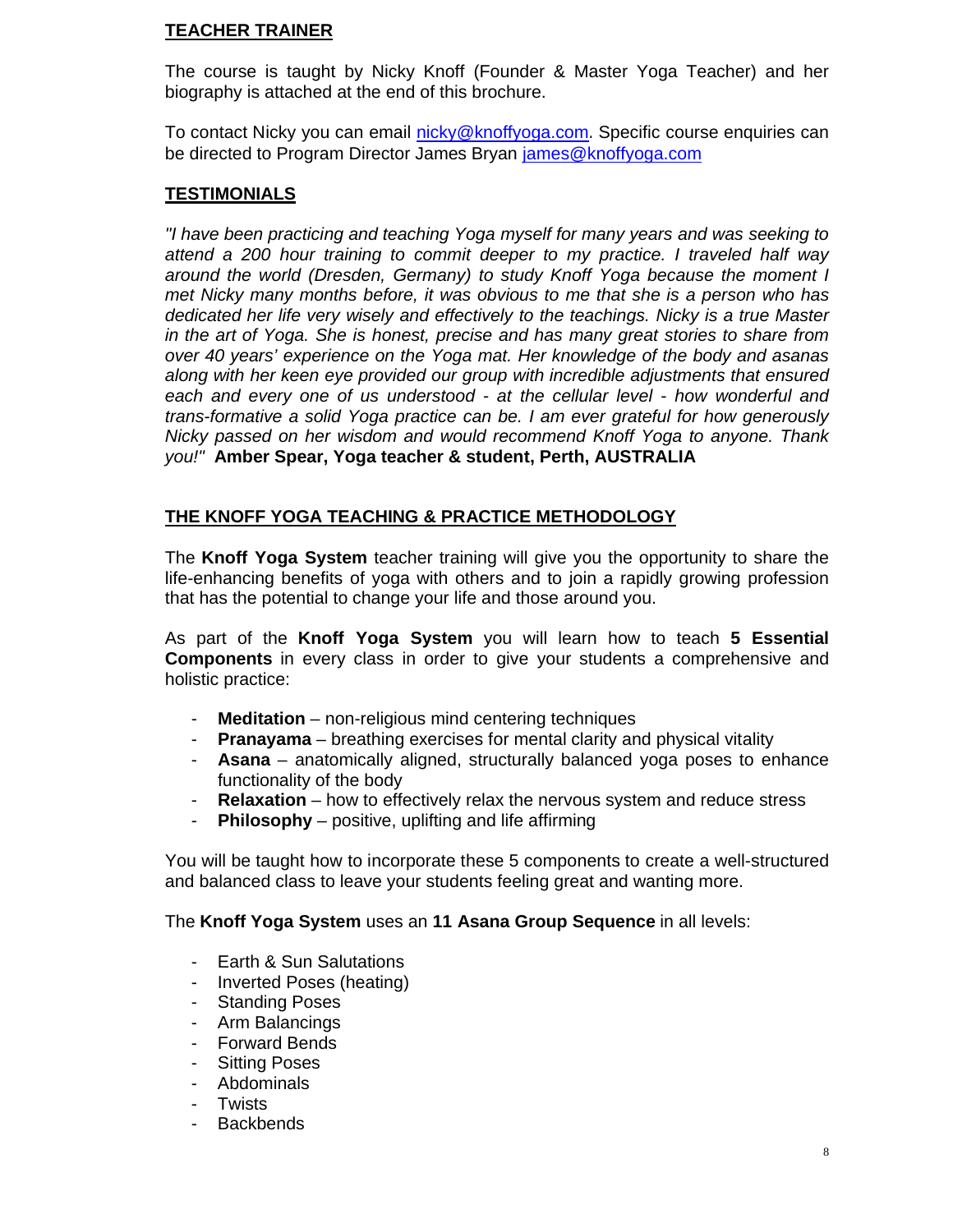## TEACHER TRAINER

The course is taught by Nicky Knoff (Founder & Master Yoga Teacher) and her biography is attached at the end of this brochure.

To contact Nicky you can email nicky@knoffyoga.com. Specific course enquiries can be directed to Program Director James Bryan james@knoffyoga.com

## TESTIMONIALS

*"I have been practicing and teaching Yoga myself for many years and was seeking to attend a 200 hour training to commit deeper to my practice. I traveled half way around the world (Dresden, Germany) to study Knoff Yoga because the moment I met Nicky many months before, it was obvious to me that she is a person who has dedicated her life very wisely and effectively to the teachings. Nicky is a true Master in the art of Yoga. She is honest, precise and has many great stories to share from over 40 years' experience on the Yoga mat. Her knowledge of the body and asanas along with her keen eye provided our group with incredible adjustments that ensured each and every one of us understood - at the cellular level - how wonderful and trans-formative a solid Yoga practice can be. I am ever grateful for how generously Nicky passed on her wisdom and would recommend Knoff Yoga to anyone. Thank you!"* **Amber Spear, Yoga teacher & student, Perth, AUSTRALIA**

## THE KNOFF YOGA TEACHING & PRACTICE METHODOLOGY

The **Knoff Yoga System** teacher training will give you the opportunity to share the life-enhancing benefits of yoga with others and to join a rapidly growing profession that has the potential to change your life and those around you.

As part of the **Knoff Yoga System** you will learn how to teach **5 Essential Components** in every class in order to give your students a comprehensive and holistic practice:

- **Meditation** – non-religious mind centering techniques
- **Pranayama** – breathing exercises for mental clarity and physical vitality
- **Asana** – anatomically aligned, structurally balanced yoga poses to enhance functionality of the body
- **Relaxation** – how to effectively relax the nervous system and reduce stress
- **Philosophy** – positive, uplifting and life affirming

You will be taught how to incorporate these 5 components to create a well-structured and balanced class to leave your students feeling great and wanting more.

The **Knoff Yoga System** uses an **11 Asana Group Sequence** in all levels:

- Earth & Sun Salutations
- Inverted Poses (heating)
- Standing Poses
- Arm Balancings
- Forward Bends
- Sitting Poses
- Abdominals
- Twists
- Backbends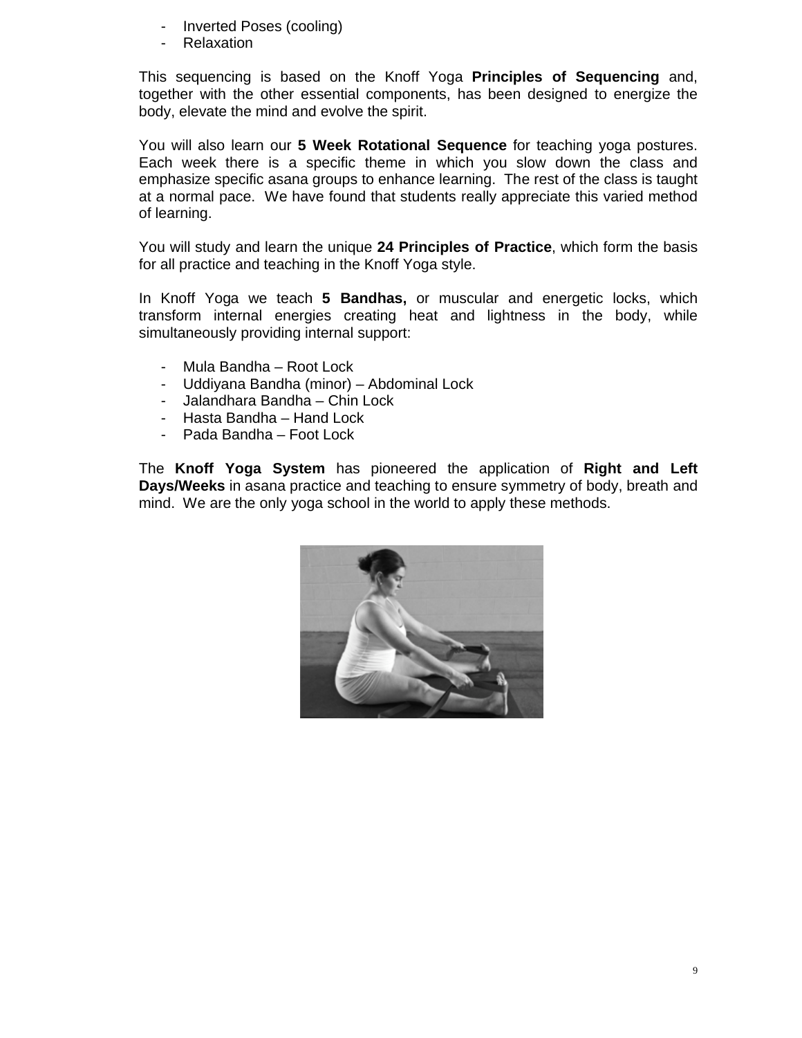- Inverted Poses (cooling)
- Relaxation

This sequencing is based on the Knoff Yoga **Principles of Sequencing** and, together with the other essential components, has been designed to energize the body, elevate the mind and evolve the spirit.

You will also learn our **5 Week Rotational Sequence** for teaching yoga postures. Each week there is a specific theme in which you slow down the class and emphasize specific asana groups to enhance learning. The rest of the class is taught at a normal pace. We have found that students really appreciate this varied method of learning.

You will study and learn the unique **24 Principles of Practice**, which form the basis for all practice and teaching in the Knoff Yoga style.

In Knoff Yoga we teach **5 Bandhas,** or muscular and energetic locks, which transform internal energies creating heat and lightness in the body, while simultaneously providing internal support:

- Mula Bandha – Root Lock
- Uddiyana Bandha (minor) – Abdominal Lock
- Jalandhara Bandha – Chin Lock
- Hasta Bandha – Hand Lock
- Pada Bandha – Foot Lock

The **Knoff Yoga System** has pioneered the application of **Right and Left Days/Weeks** in asana practice and teaching to ensure symmetry of body, breath and mind. We are the only yoga school in the world to apply these methods.